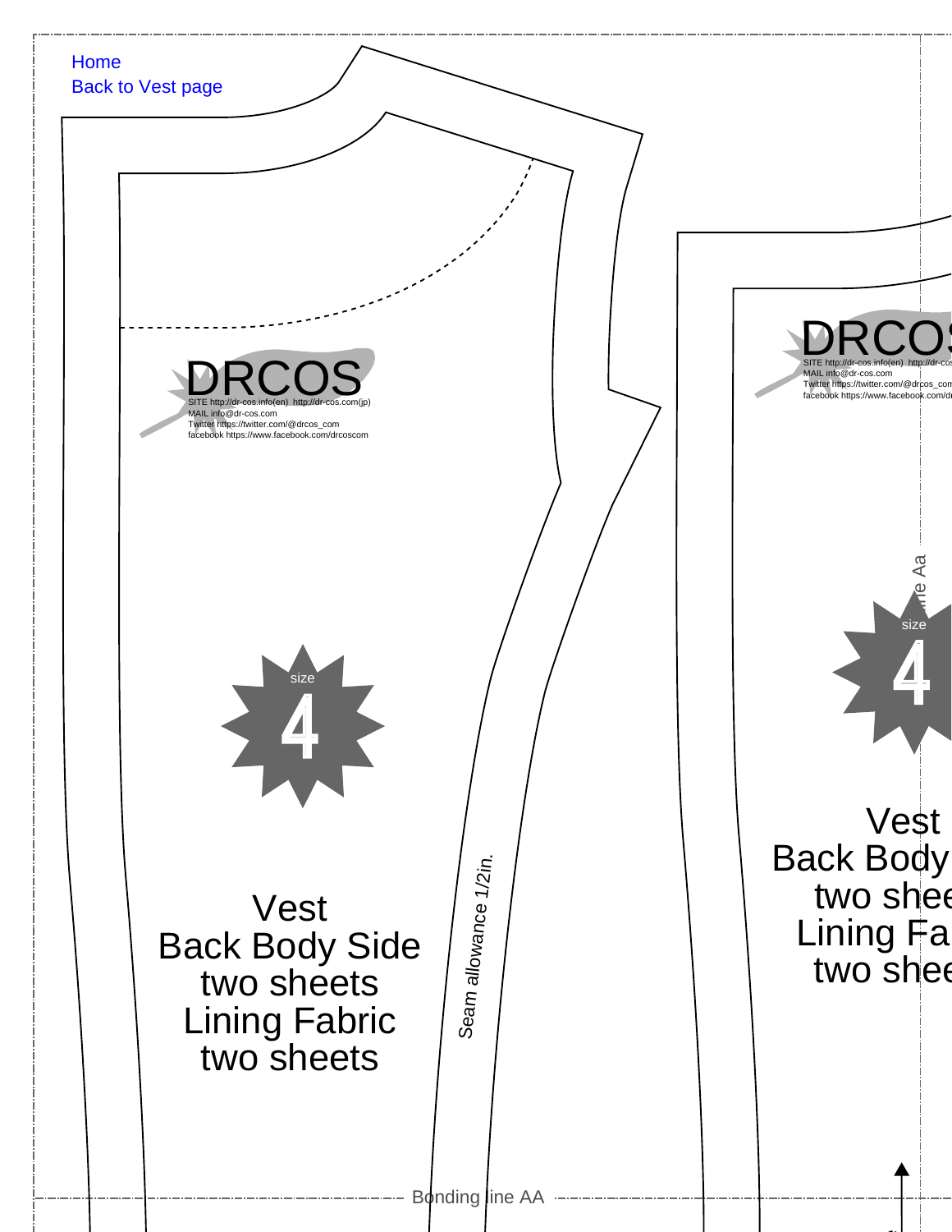Home
Back to Vest page

DRCOS
SITE http://dr-cos.info(en) http://dr-cos.com(jp)
MAIL info@dr-cos.com
Twitter https://twitter.com/@drcos_com
facebook https://www.facebook.com/drcoscom

size
4

Vest
Back Body Side
two sheets
Lining Fabric
two sheets

Seam allowance 1/2in.

Bonding line AA

DRCOS
SITE http://dr-cos.info(en) http://dr-cos
MAIL info@dr-cos.com
Twitter https://twitter.com/@drcos_com
facebook https://www.facebook.com/dr

ine Aa

size
4

Vest
Back Body
two shee
Lining Fa
two shee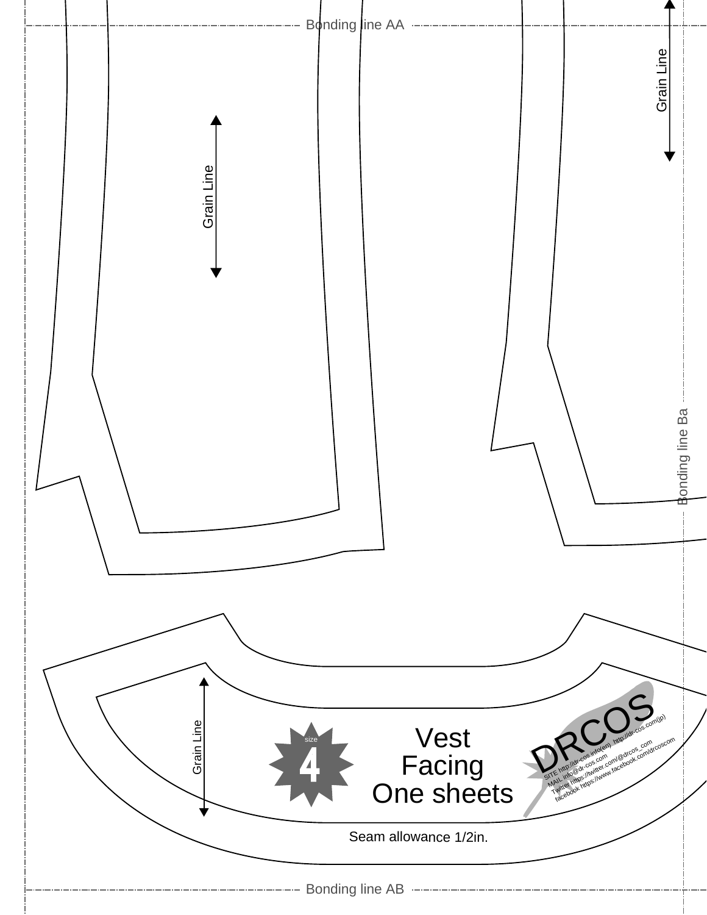Bonding line AA

Grain Line

Grain Line

Bonding line Ba

Grain Line

size 4

Vest
Facing
One sheets

DRCOS
SITE http://dr-cos.info(en) http://dr-cos.com(jp)
MAIL info@dr-cos.com
Twitter https://twitter.com/@drcos_com
facebook https://www.facebook.com/drcoscom

Seam allowance 1/2in.

Bonding line AB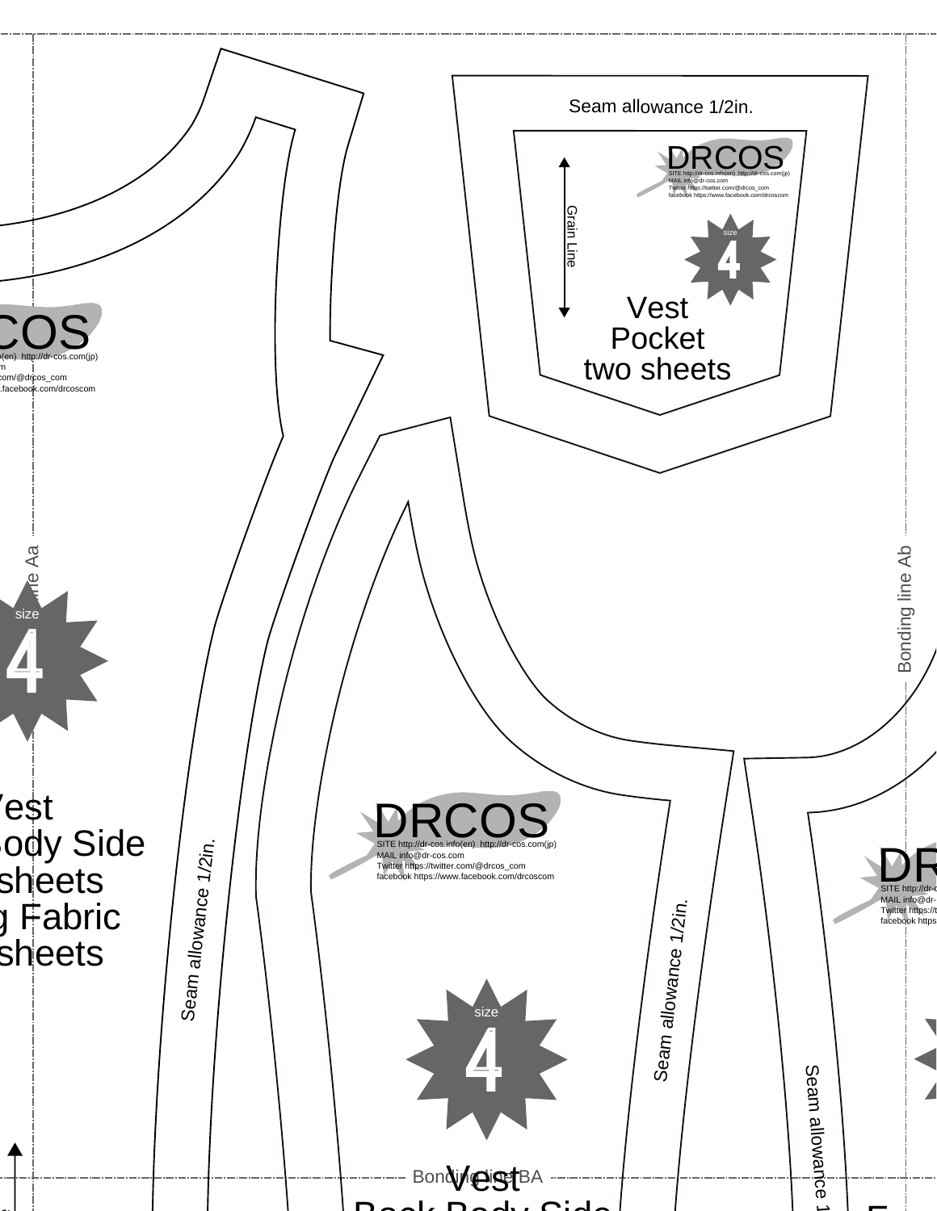Seam allowance 1/2in.

DRCOS

SITE http://dr-cos.info(en) http://dr-cos.com(jp)
MAIL info@dr-cos.com
Twitter https://twitter.com/@drcos_com
facebook https://www.facebook.com/drcoscom

Grain Line

size
4

Vest
Pocket
two sheets

COS

o(en) http://dr-cos.com(jp)
m
com/@drcos_com
.facebook.com/drcoscom

ine Aa

size
4

Vest
Body Side
sheets
g Fabric
sheets

Seam allowance 1/2in.

DRCOS

SITE http://dr-cos.info(en) http://dr-cos.com(jp)
MAIL info@dr-cos.com
Twitter https://twitter.com/@drcos_com
facebook https://www.facebook.com/drcoscom

size
4

Seam allowance 1/2in.

Bonding line Ab

DR

SITE http://dr-
MAIL info@dr-
Twitter https://t
facebook https

Seam allowance 1

Bonding line BA

Vest
Back Body Side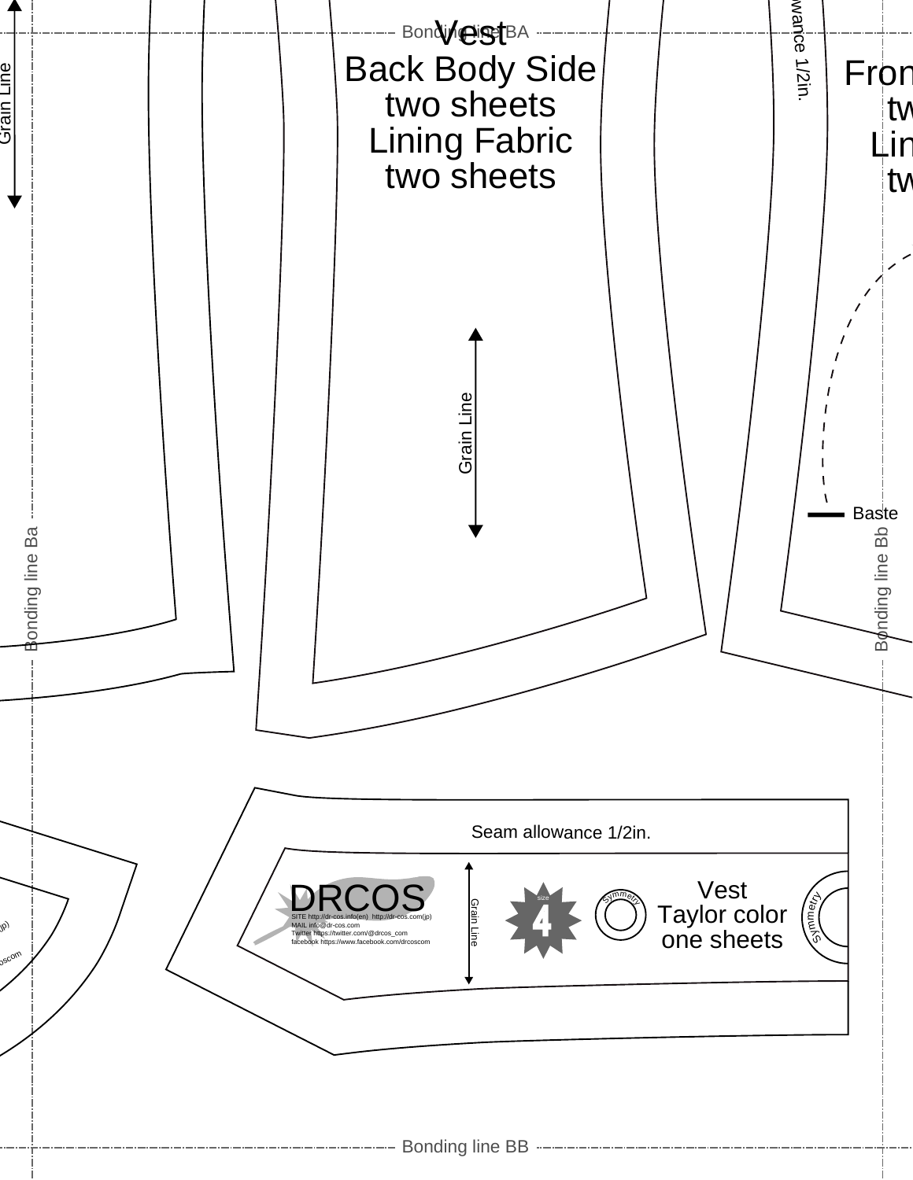Bonding line BA

Grain Line

Vest
Back Body Side
two sheets
Lining Fabric
two sheets

wance 1/2in.

Fron
tw
Lin
tw

Grain Line

Baste

Bonding line Ba

Bonding line Bb

Seam allowance 1/2in.

DRCOS
SITE http://dr-cos.info(en) http://dr-cos.com(jp)
MAIL info@dr-cos.com
Twitter https://twitter.com/@drcos_com
facebook https://www.facebook.com/drcoscom

Grain Line

size 4

Symmetry

Vest
Taylor color
one sheets

Symmetry

jp)

oscom

Bonding line BB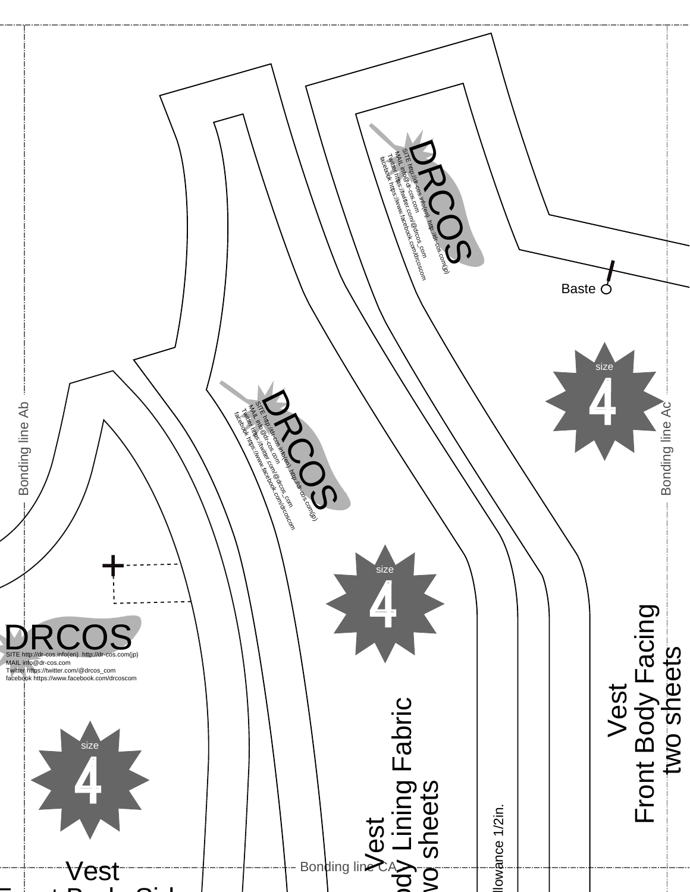Bonding line Ab

Bonding line Ac

Bonding line CA

DRCOS
SITE http://dr-cos.info(en) http://dr-cos.com(jp)
MAIL info@dr-cos.com
Twitter https://twitter.com/@drcos_com
facebook https://www.facebook.com/drcoscom

Baste

size 4

DRCOS
SITE http://dr-cos.info(en) http://dr-cos.com(jp)
MAIL info@dr-cos.com
Twitter https://twitter.com/@drcos_com
facebook https://www.facebook.com/drcoscom

size 4

DRCOS
SITE http://dr-cos.info(en) http://dr-cos.com(jp)
MAIL info@dr-cos.com
Twitter https://twitter.com/@drcos_com
facebook https://www.facebook.com/drcoscom

size 4

Vest
Front Body Facing
two sheets

Vest
ody Lining Fabric
vo sheets

llowance 1/2in.

Vest
Front Body Sid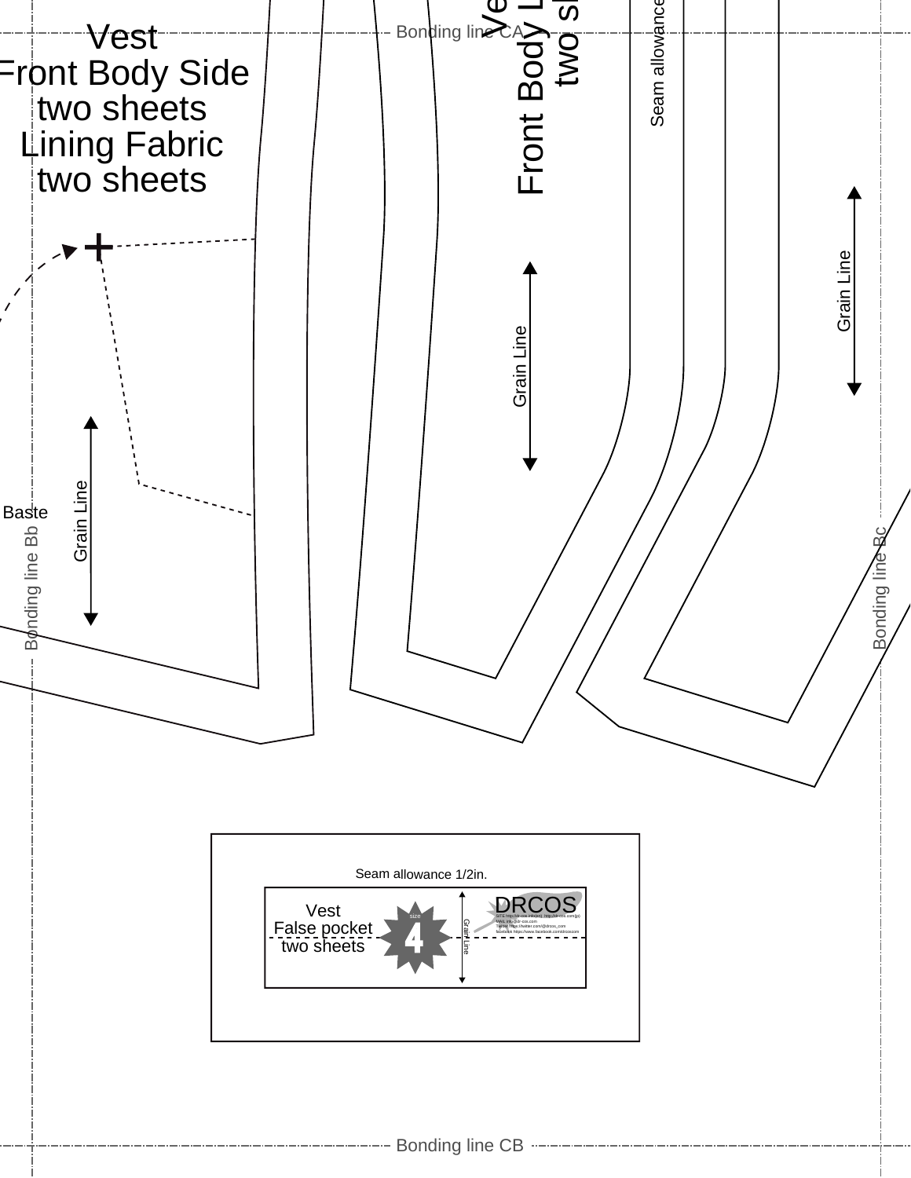Bonding line CA

Vest
Front Body Side
two sheets
Lining Fabric
two sheets

Vest
Front Body L
two sh

Seam allowance

Grain Line

Grain Line

Grain Line

Baste

Bonding line Bb

Bonding line Bc

Seam allowance 1/2in.

Vest
False pocket
two sheets

size
4

Grain Line

DRCOS

Bonding line CB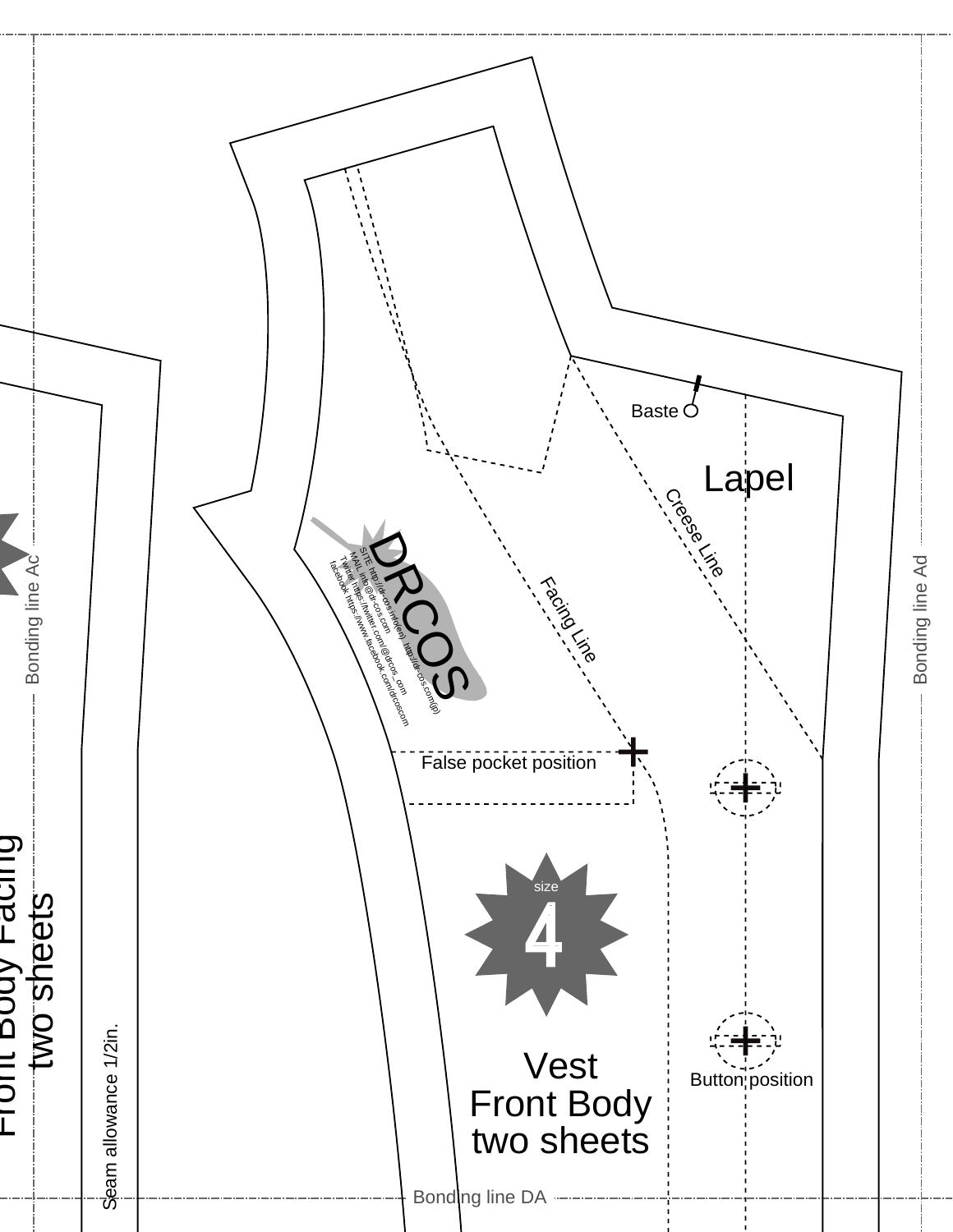Front Body Facing
two sheets

Seam allowance 1/2in.

Bonding line Ac

Lapel

Baste

Creese Line

Facing Line

DRCOS

SITE http://dr-cos.info(en) http://dr-cos.com(jp)
MAIL info@dr-cos.com
Twitter https://twitter.com/@drcos_com
facebook https://www.facebook.com/drcoscom

False pocket position

size
4

Vest
Front Body
two sheets

Button position

Bonding line Ad

Bonding line DA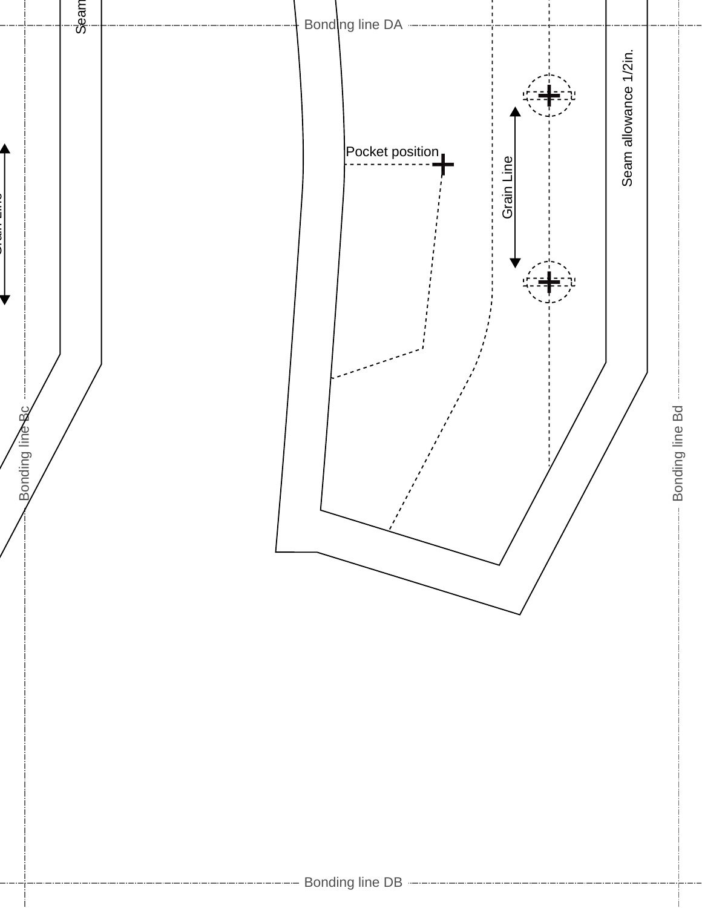Bonding line DA

Seam

Grain Line

Pocket position

Grain Line

Seam allowance 1/2in.

Bonding line Bc

Bonding line Bd

Bonding line DB